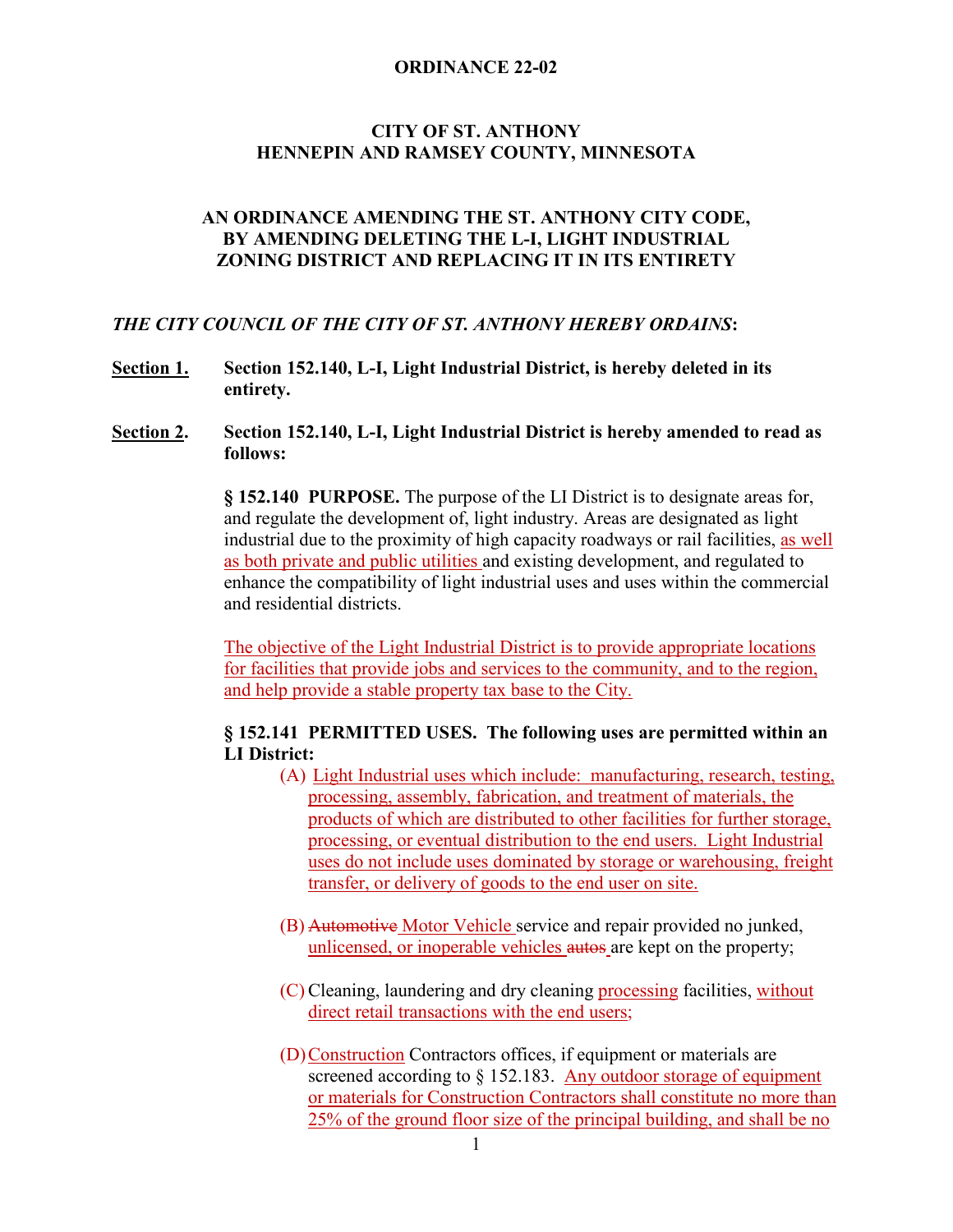**ORDINANCE 22-02**

**CITY OF ST. ANTHONY**
**HENNEPIN AND RAMSEY COUNTY, MINNESOTA**

**AN ORDINANCE AMENDING THE ST. ANTHONY CITY CODE, BY AMENDING DELETING THE L-I, LIGHT INDUSTRIAL ZONING DISTRICT AND REPLACING IT IN ITS ENTIRETY**

***THE CITY COUNCIL OF THE CITY OF ST. ANTHONY HEREBY ORDAINS*:**

**Section 1.** **Section 152.140, L-I, Light Industrial District, is hereby deleted in its entirety.**

**Section 2.** **Section 152.140, L-I, Light Industrial District is hereby amended to read as follows:**

**§ 152.140 PURPOSE.** The purpose of the LI District is to designate areas for, and regulate the development of, light industry. Areas are designated as light industrial due to the proximity of high capacity roadways or rail facilities, as well as both private and public utilities and existing development, and regulated to enhance the compatibility of light industrial uses and uses within the commercial and residential districts.

The objective of the Light Industrial District is to provide appropriate locations for facilities that provide jobs and services to the community, and to the region, and help provide a stable property tax base to the City.

**§ 152.141 PERMITTED USES. The following uses are permitted within an LI District:**

(A) Light Industrial uses which include: manufacturing, research, testing, processing, assembly, fabrication, and treatment of materials, the products of which are distributed to other facilities for further storage, processing, or eventual distribution to the end users. Light Industrial uses do not include uses dominated by storage or warehousing, freight transfer, or delivery of goods to the end user on site.

(B) ~~Automotive~~ Motor Vehicle service and repair provided no junked, unlicensed, or inoperable vehicles ~~autos~~ are kept on the property;

(C) Cleaning, laundering and dry cleaning processing facilities, without direct retail transactions with the end users;

(D) Construction Contractors offices, if equipment or materials are screened according to § 152.183. Any outdoor storage of equipment or materials for Construction Contractors shall constitute no more than 25% of the ground floor size of the principal building, and shall be no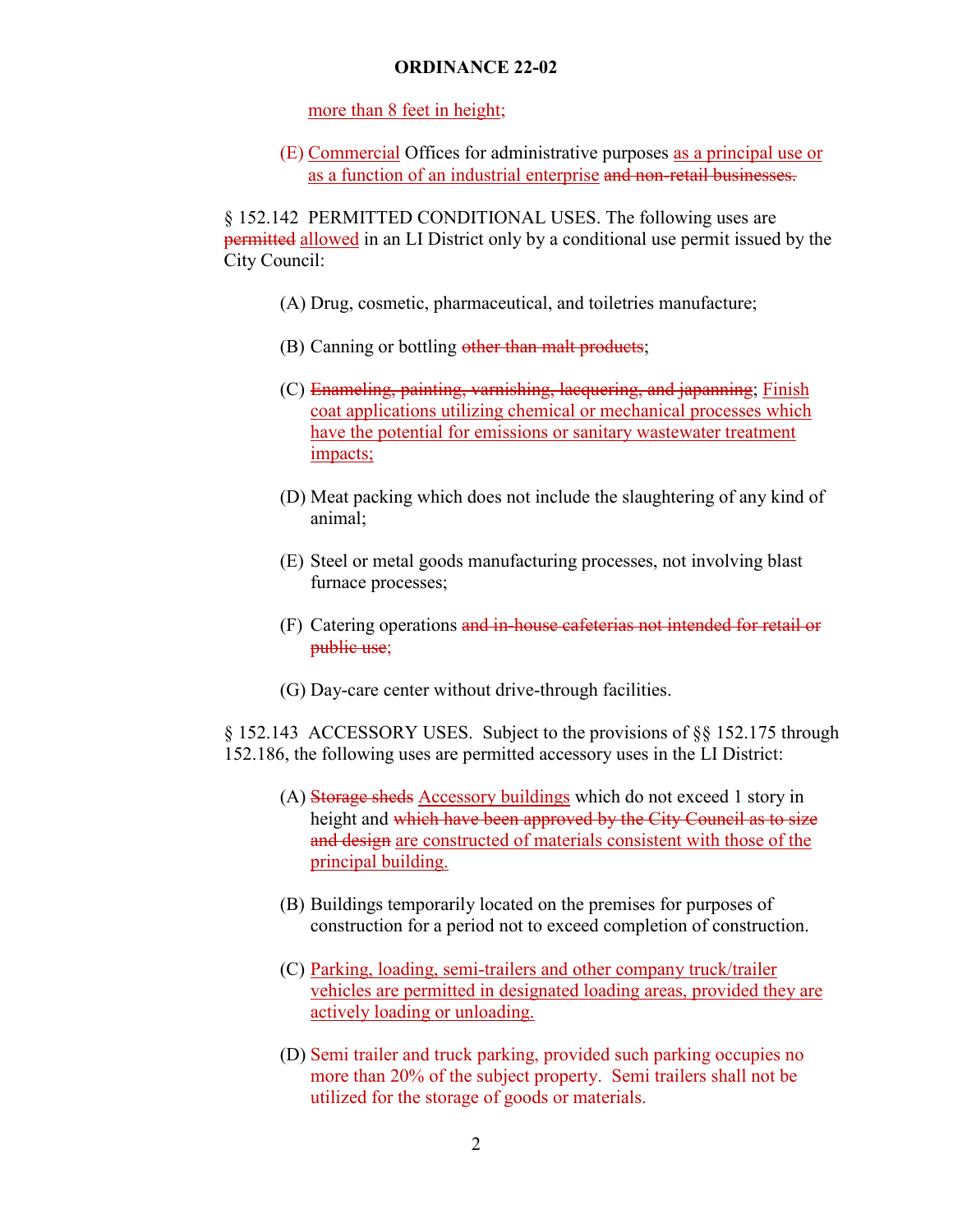more than 8 feet in height;

(E) Commercial Offices for administrative purposes as a principal use or as a function of an industrial enterprise ~~and non-retail businesses.~~

§ 152.142 PERMITTED CONDITIONAL USES. The following uses are ~~permitted~~ allowed in an LI District only by a conditional use permit issued by the City Council:

(A) Drug, cosmetic, pharmaceutical, and toiletries manufacture;

(B) Canning or bottling ~~other than malt products~~;

(C) ~~Enameling, painting, varnishing, lacquering, and japanning~~; Finish coat applications utilizing chemical or mechanical processes which have the potential for emissions or sanitary wastewater treatment impacts;

(D) Meat packing which does not include the slaughtering of any kind of animal;

(E) Steel or metal goods manufacturing processes, not involving blast furnace processes;

(F) Catering operations ~~and in-house cafeterias not intended for retail or public use~~;

(G) Day-care center without drive-through facilities.

§ 152.143 ACCESSORY USES. Subject to the provisions of §§ 152.175 through 152.186, the following uses are permitted accessory uses in the LI District:

(A) ~~Storage sheds~~ Accessory buildings which do not exceed 1 story in height and ~~which have been approved by the City Council as to size and design~~ are constructed of materials consistent with those of the principal building.

(B) Buildings temporarily located on the premises for purposes of construction for a period not to exceed completion of construction.

(C) Parking, loading, semi-trailers and other company truck/trailer vehicles are permitted in designated loading areas, provided they are actively loading or unloading.

(D) Semi trailer and truck parking, provided such parking occupies no more than 20% of the subject property. Semi trailers shall not be utilized for the storage of goods or materials.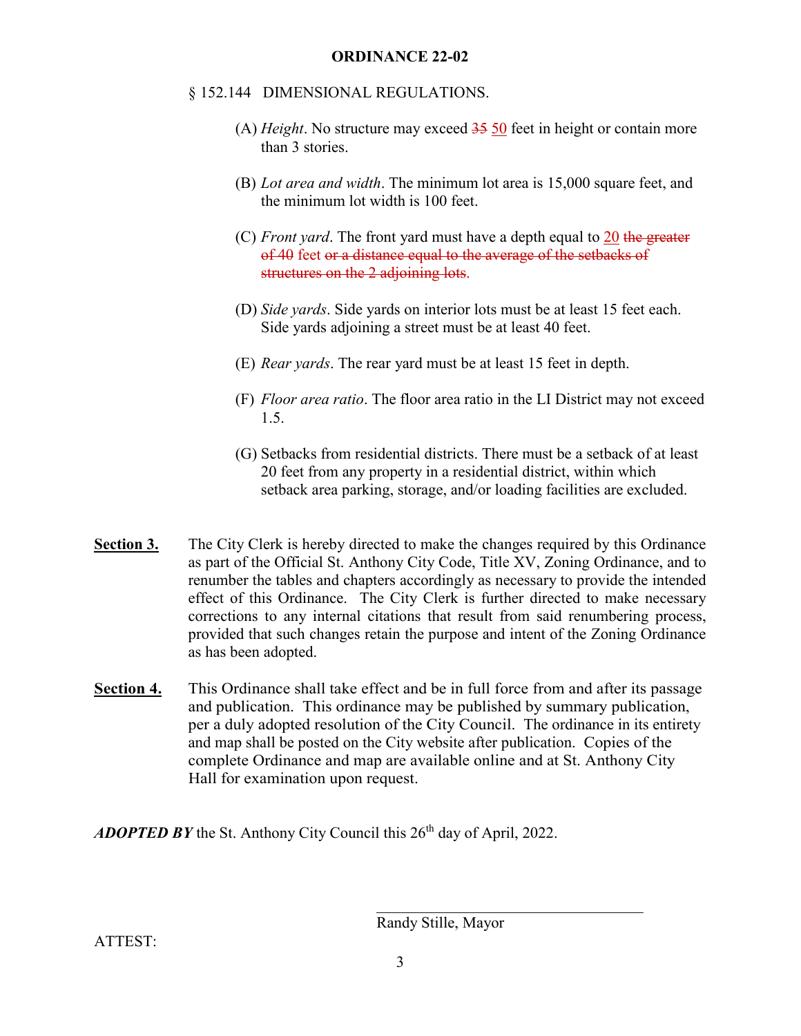**ORDINANCE 22-02**

§ 152.144 DIMENSIONAL REGULATIONS.

(A) *Height*. No structure may exceed ~~35~~ <u>50</u> feet in height or contain more than 3 stories.

(B) *Lot area and width*. The minimum lot area is 15,000 square feet, and the minimum lot width is 100 feet.

(C) *Front yard*. The front yard must have a depth equal to <u>20</u> ~~the greater of 40 feet or a distance equal to the average of the setbacks of structures on the 2 adjoining lots~~.

(D) *Side yards*. Side yards on interior lots must be at least 15 feet each. Side yards adjoining a street must be at least 40 feet.

(E) *Rear yards*. The rear yard must be at least 15 feet in depth.

(F) *Floor area ratio*. The floor area ratio in the LI District may not exceed 1.5.

(G) Setbacks from residential districts. There must be a setback of at least 20 feet from any property in a residential district, within which setback area parking, storage, and/or loading facilities are excluded.

**<u>Section 3.</u>** The City Clerk is hereby directed to make the changes required by this Ordinance as part of the Official St. Anthony City Code, Title XV, Zoning Ordinance, and to renumber the tables and chapters accordingly as necessary to provide the intended effect of this Ordinance. The City Clerk is further directed to make necessary corrections to any internal citations that result from said renumbering process, provided that such changes retain the purpose and intent of the Zoning Ordinance as has been adopted.

**<u>Section 4.</u>** This Ordinance shall take effect and be in full force from and after its passage and publication. This ordinance may be published by summary publication, per a duly adopted resolution of the City Council. The ordinance in its entirety and map shall be posted on the City website after publication. Copies of the complete Ordinance and map are available online and at St. Anthony City Hall for examination upon request.

***ADOPTED BY*** the St. Anthony City Council this 26th day of April, 2022.

\_\_\_\_\_\_\_\_\_\_\_\_\_\_\_\_\_\_\_\_\_\_\_\_\_\_\_\_\_\_\_\_\_\_\_\_
Randy Stille, Mayor

ATTEST: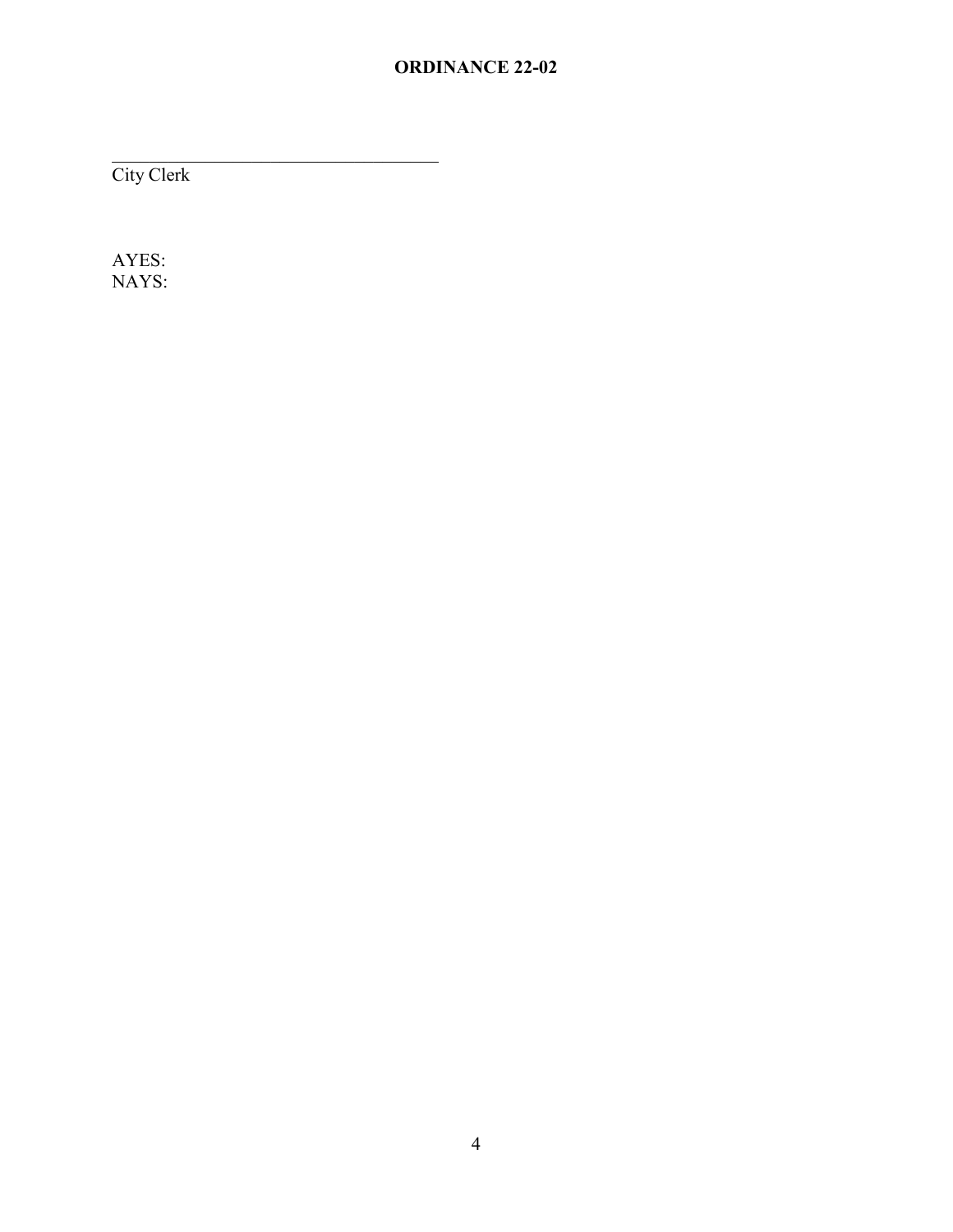ORDINANCE 22-02

\_\_\_\_\_\_\_\_\_\_\_\_\_\_\_\_\_\_\_\_\_\_\_\_\_\_\_\_\_\_\_\_\_\_\_\_

City Clerk

AYES:
NAYS: